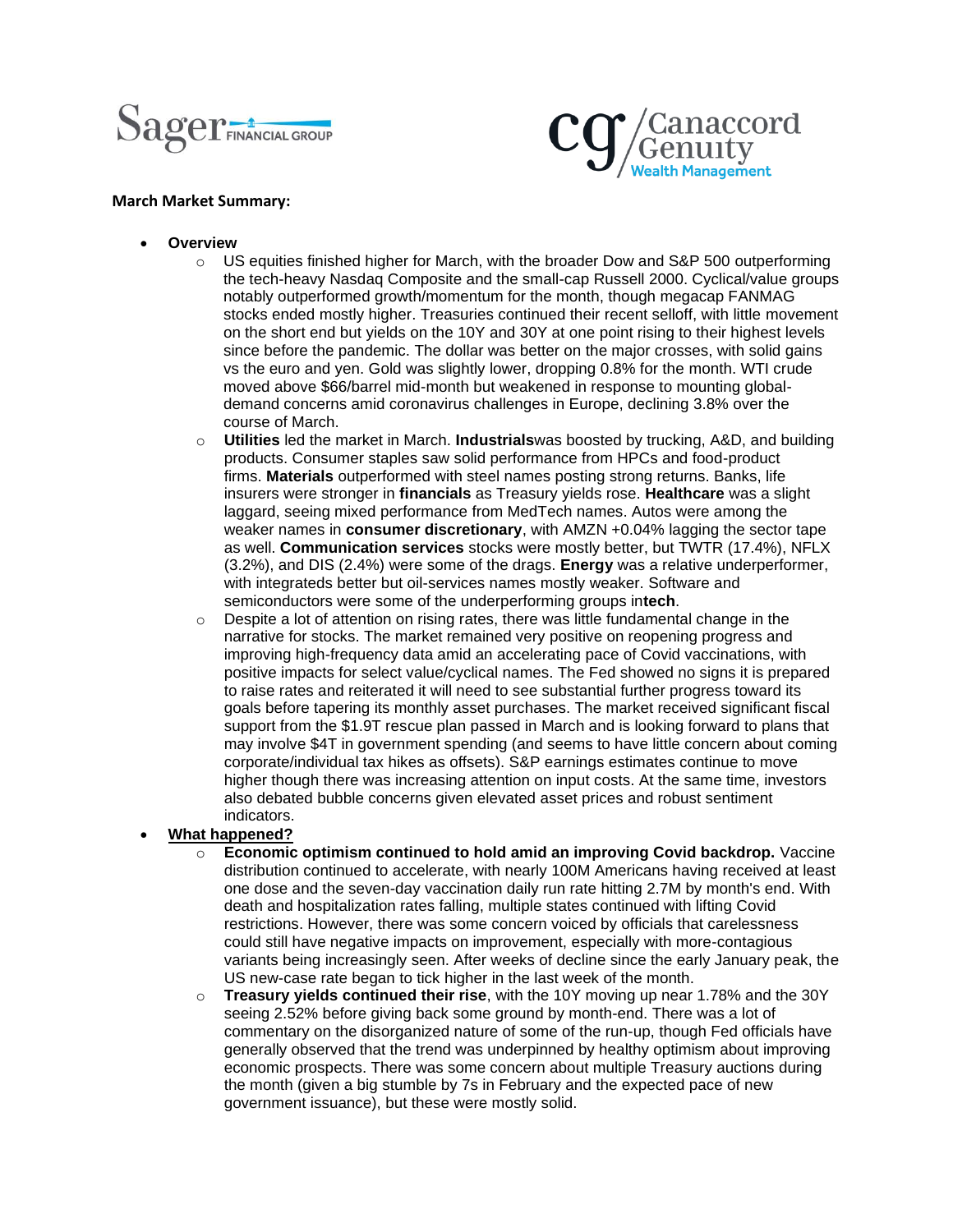**March Market Summary:**

- **Overview**
  - US equities finished higher for March, with the broader Dow and S&P 500 outperforming the tech-heavy Nasdaq Composite and the small-cap Russell 2000. Cyclical/value groups notably outperformed growth/momentum for the month, though megacap FANMAG stocks ended mostly higher. Treasuries continued their recent selloff, with little movement on the short end but yields on the 10Y and 30Y at one point rising to their highest levels since before the pandemic. The dollar was better on the major crosses, with solid gains vs the euro and yen. Gold was slightly lower, dropping 0.8% for the month. WTI crude moved above $66/barrel mid-month but weakened in response to mounting global-demand concerns amid coronavirus challenges in Europe, declining 3.8% over the course of March.
  - **Utilities** led the market in March. **Industrials**was boosted by trucking, A&D, and building products. Consumer staples saw solid performance from HPCs and food-product firms. **Materials** outperformed with steel names posting strong returns. Banks, life insurers were stronger in **financials** as Treasury yields rose. **Healthcare** was a slight laggard, seeing mixed performance from MedTech names. Autos were among the weaker names in **consumer discretionary**, with AMZN +0.04% lagging the sector tape as well. **Communication services** stocks were mostly better, but TWTR (17.4%), NFLX (3.2%), and DIS (2.4%) were some of the drags. **Energy** was a relative underperformer, with integrateds better but oil-services names mostly weaker. Software and semiconductors were some of the underperforming groups in**tech**.
  - Despite a lot of attention on rising rates, there was little fundamental change in the narrative for stocks. The market remained very positive on reopening progress and improving high-frequency data amid an accelerating pace of Covid vaccinations, with positive impacts for select value/cyclical names. The Fed showed no signs it is prepared to raise rates and reiterated it will need to see substantial further progress toward its goals before tapering its monthly asset purchases. The market received significant fiscal support from the $1.9T rescue plan passed in March and is looking forward to plans that may involve $4T in government spending (and seems to have little concern about coming corporate/individual tax hikes as offsets). S&P earnings estimates continue to move higher though there was increasing attention on input costs. At the same time, investors also debated bubble concerns given elevated asset prices and robust sentiment indicators.
- **<u>What happened?</u>**
  - **Economic optimism continued to hold amid an improving Covid backdrop.** Vaccine distribution continued to accelerate, with nearly 100M Americans having received at least one dose and the seven-day vaccination daily run rate hitting 2.7M by month's end. With death and hospitalization rates falling, multiple states continued with lifting Covid restrictions. However, there was some concern voiced by officials that carelessness could still have negative impacts on improvement, especially with more-contagious variants being increasingly seen. After weeks of decline since the early January peak, the US new-case rate began to tick higher in the last week of the month.
  - **Treasury yields continued their rise**, with the 10Y moving up near 1.78% and the 30Y seeing 2.52% before giving back some ground by month-end. There was a lot of commentary on the disorganized nature of some of the run-up, though Fed officials have generally observed that the trend was underpinned by healthy optimism about improving economic prospects. There was some concern about multiple Treasury auctions during the month (given a big stumble by 7s in February and the expected pace of new government issuance), but these were mostly solid.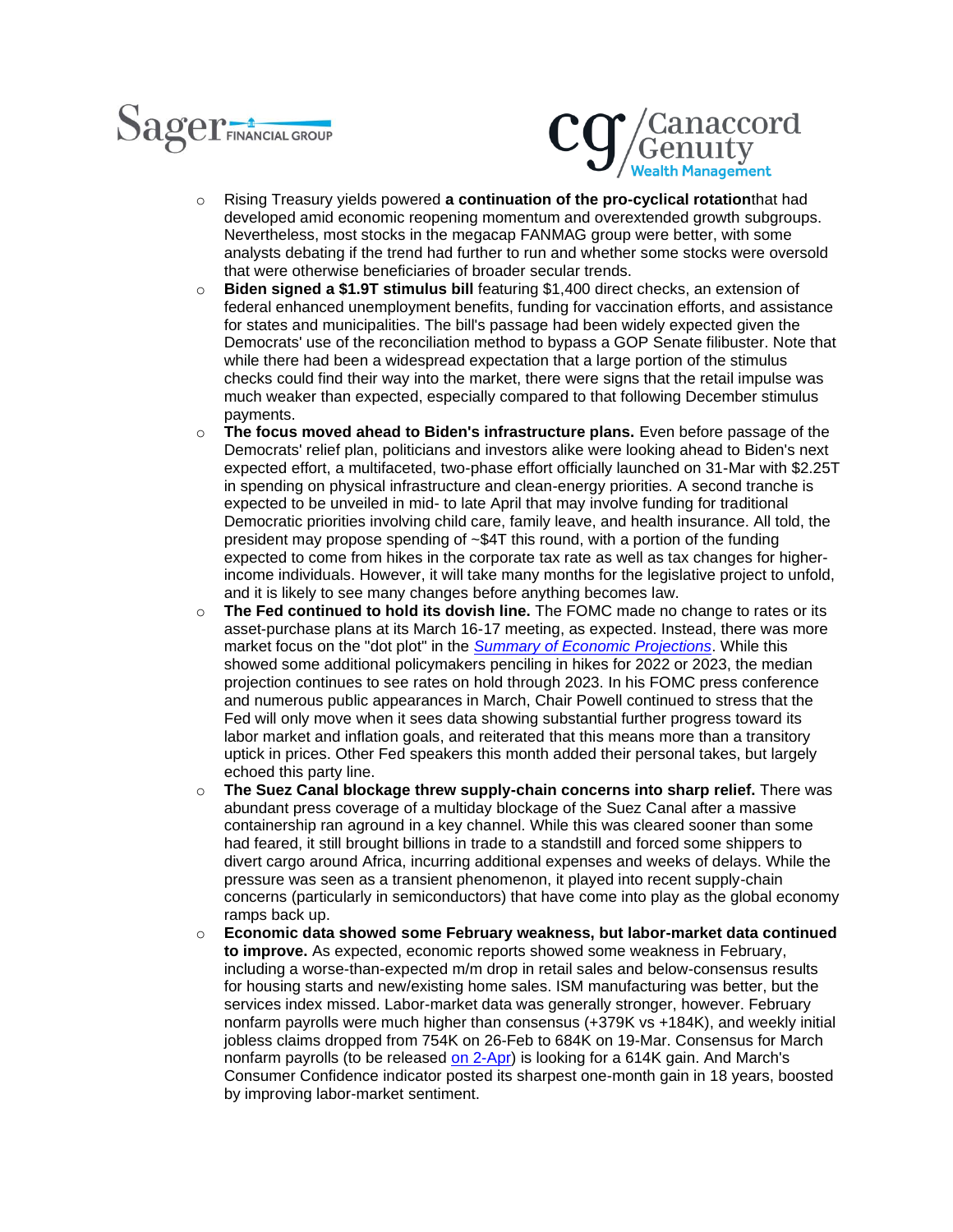- Rising Treasury yields powered **a continuation of the pro-cyclical rotation**that had developed amid economic reopening momentum and overextended growth subgroups. Nevertheless, most stocks in the megacap FANMAG group were better, with some analysts debating if the trend had further to run and whether some stocks were oversold that were otherwise beneficiaries of broader secular trends.
- **Biden signed a $1.9T stimulus bill** featuring $1,400 direct checks, an extension of federal enhanced unemployment benefits, funding for vaccination efforts, and assistance for states and municipalities. The bill's passage had been widely expected given the Democrats' use of the reconciliation method to bypass a GOP Senate filibuster. Note that while there had been a widespread expectation that a large portion of the stimulus checks could find their way into the market, there were signs that the retail impulse was much weaker than expected, especially compared to that following December stimulus payments.
- **The focus moved ahead to Biden's infrastructure plans.** Even before passage of the Democrats' relief plan, politicians and investors alike were looking ahead to Biden's next expected effort, a multifaceted, two-phase effort officially launched on 31-Mar with $2.25T in spending on physical infrastructure and clean-energy priorities. A second tranche is expected to be unveiled in mid- to late April that may involve funding for traditional Democratic priorities involving child care, family leave, and health insurance. All told, the president may propose spending of ~$4T this round, with a portion of the funding expected to come from hikes in the corporate tax rate as well as tax changes for higher-income individuals. However, it will take many months for the legislative project to unfold, and it is likely to see many changes before anything becomes law.
- **The Fed continued to hold its dovish line.** The FOMC made no change to rates or its asset-purchase plans at its March 16-17 meeting, as expected. Instead, there was more market focus on the "dot plot" in the *Summary of Economic Projections*. While this showed some additional policymakers penciling in hikes for 2022 or 2023, the median projection continues to see rates on hold through 2023. In his FOMC press conference and numerous public appearances in March, Chair Powell continued to stress that the Fed will only move when it sees data showing substantial further progress toward its labor market and inflation goals, and reiterated that this means more than a transitory uptick in prices. Other Fed speakers this month added their personal takes, but largely echoed this party line.
- **The Suez Canal blockage threw supply-chain concerns into sharp relief.** There was abundant press coverage of a multiday blockage of the Suez Canal after a massive containership ran aground in a key channel. While this was cleared sooner than some had feared, it still brought billions in trade to a standstill and forced some shippers to divert cargo around Africa, incurring additional expenses and weeks of delays. While the pressure was seen as a transient phenomenon, it played into recent supply-chain concerns (particularly in semiconductors) that have come into play as the global economy ramps back up.
- **Economic data showed some February weakness, but labor-market data continued to improve.** As expected, economic reports showed some weakness in February, including a worse-than-expected m/m drop in retail sales and below-consensus results for housing starts and new/existing home sales. ISM manufacturing was better, but the services index missed. Labor-market data was generally stronger, however. February nonfarm payrolls were much higher than consensus (+379K vs +184K), and weekly initial jobless claims dropped from 754K on 26-Feb to 684K on 19-Mar. Consensus for March nonfarm payrolls (to be released on 2-Apr) is looking for a 614K gain. And March's Consumer Confidence indicator posted its sharpest one-month gain in 18 years, boosted by improving labor-market sentiment.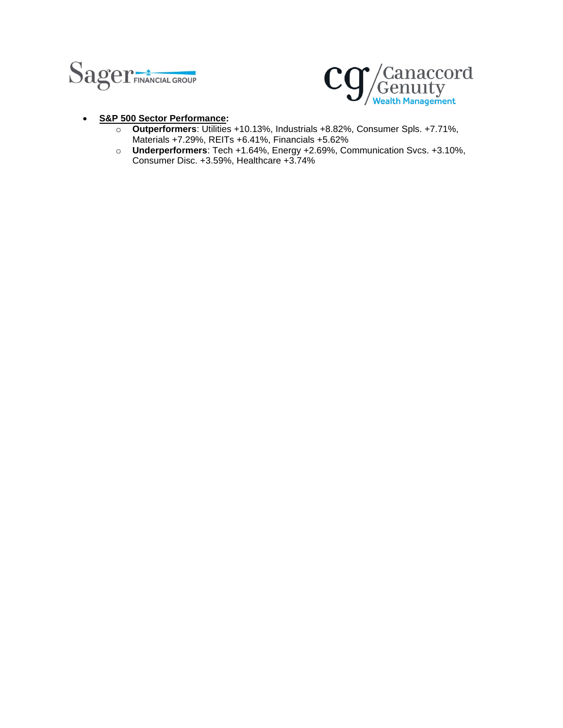- **S&P 500 Sector Performance:**
  - **Outperformers**: Utilities +10.13%, Industrials +8.82%, Consumer Spls. +7.71%, Materials +7.29%, REITs +6.41%, Financials +5.62%
  - **Underperformers**: Tech +1.64%, Energy +2.69%, Communication Svcs. +3.10%, Consumer Disc. +3.59%, Healthcare +3.74%